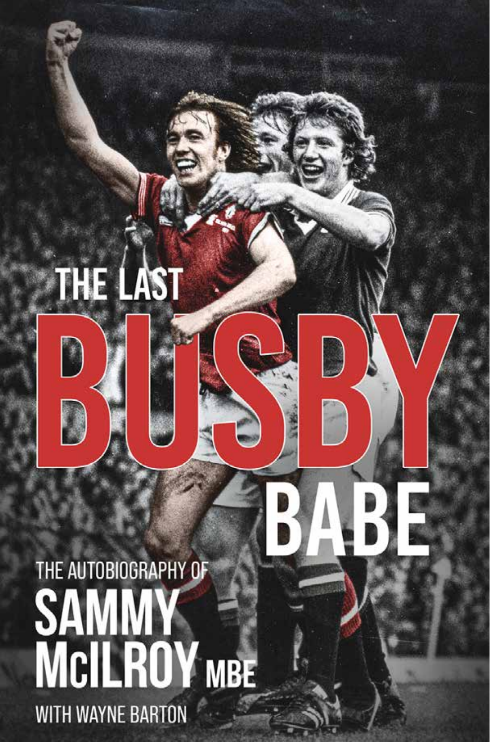# THE LAST BUSBY BABE

THE AUTOBIOGRAPHY OF

## SAMMY McILROY MBE

WITH WAYNE BARTON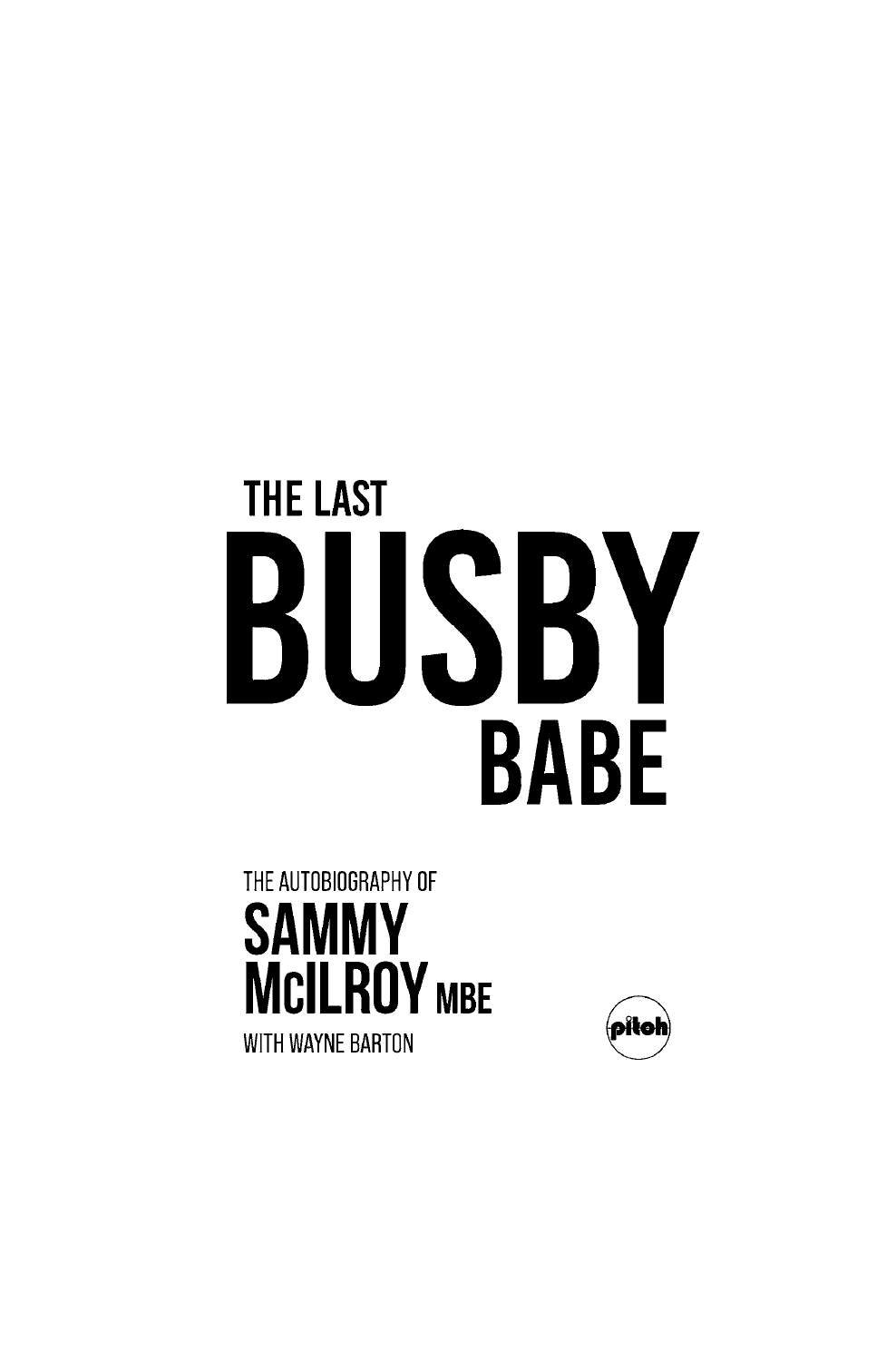# THE LAST BUSBY BABE

THE AUTOBIOGRAPHY OF

## SAMMY McILROY MBE

WITH WAYNE BARTON

pitch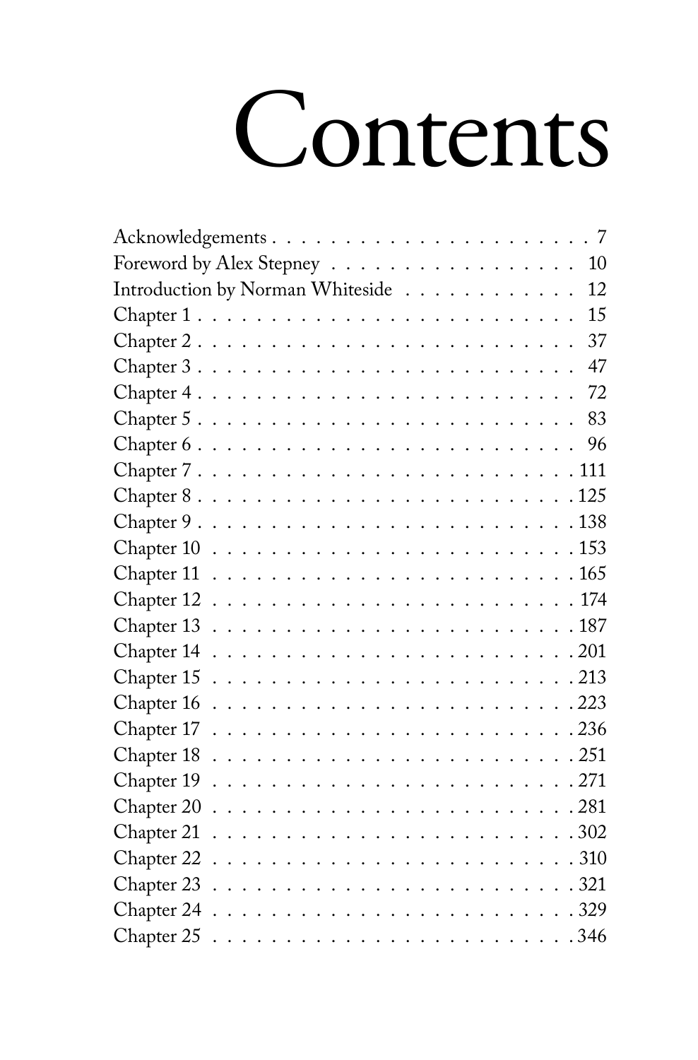# Contents

| | |
|---|---|
| Acknowledgements | 7 |
| Foreword by Alex Stepney | 10 |
| Introduction by Norman Whiteside | 12 |
| Chapter 1 | 15 |
| Chapter 2 | 37 |
| Chapter 3 | 47 |
| Chapter 4 | 72 |
| Chapter 5 | 83 |
| Chapter 6 | 96 |
| Chapter 7 | 111 |
| Chapter 8 | 125 |
| Chapter 9 | 138 |
| Chapter 10 | 153 |
| Chapter 11 | 165 |
| Chapter 12 | 174 |
| Chapter 13 | 187 |
| Chapter 14 | 201 |
| Chapter 15 | 213 |
| Chapter 16 | 223 |
| Chapter 17 | 236 |
| Chapter 18 | 251 |
| Chapter 19 | 271 |
| Chapter 20 | 281 |
| Chapter 21 | 302 |
| Chapter 22 | 310 |
| Chapter 23 | 321 |
| Chapter 24 | 329 |
| Chapter 25 | 346 |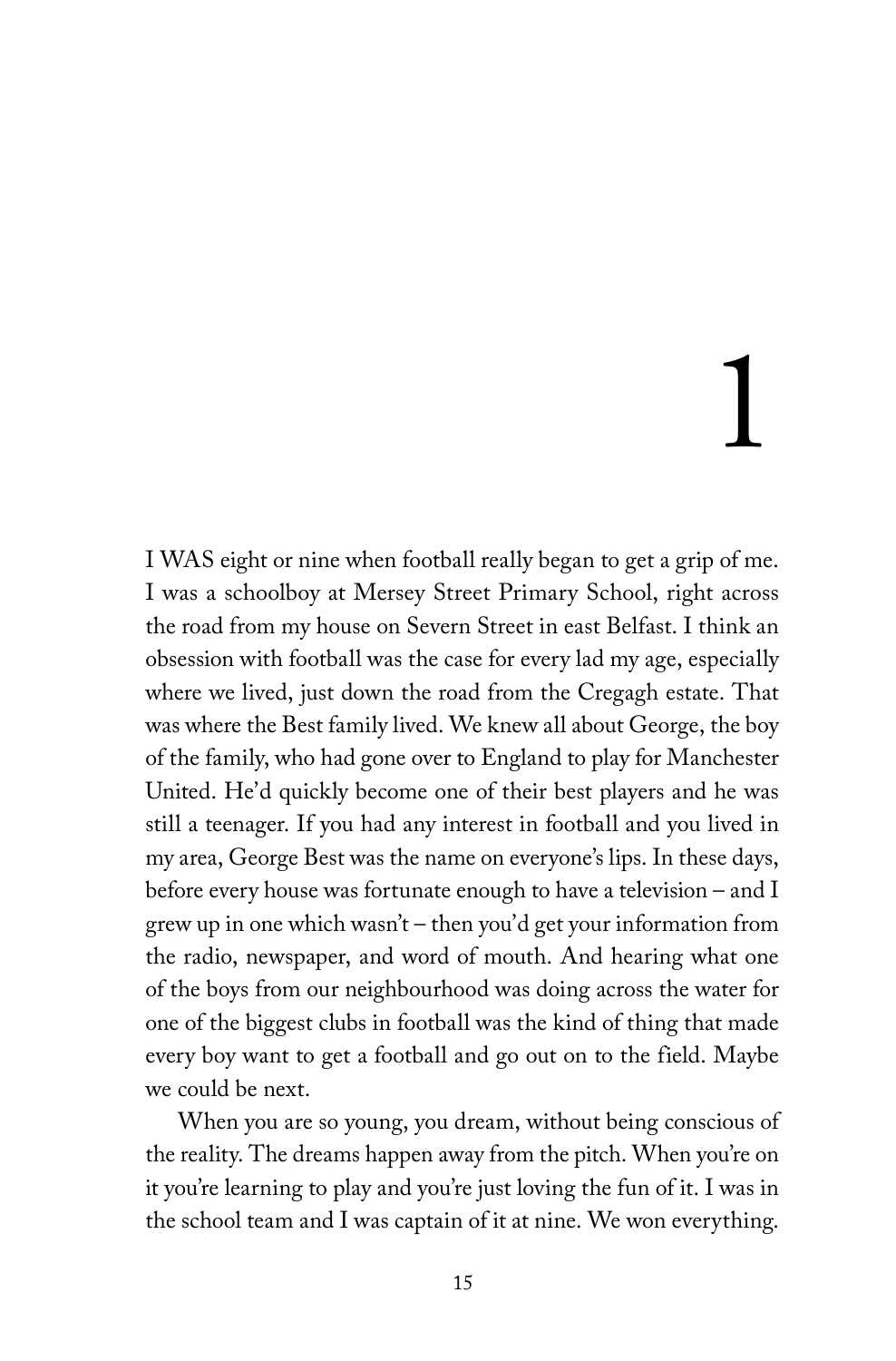# 1

I WAS eight or nine when football really began to get a grip of me. I was a schoolboy at Mersey Street Primary School, right across the road from my house on Severn Street in east Belfast. I think an obsession with football was the case for every lad my age, especially where we lived, just down the road from the Cregagh estate. That was where the Best family lived. We knew all about George, the boy of the family, who had gone over to England to play for Manchester United. He'd quickly become one of their best players and he was still a teenager. If you had any interest in football and you lived in my area, George Best was the name on everyone's lips. In these days, before every house was fortunate enough to have a television – and I grew up in one which wasn't – then you'd get your information from the radio, newspaper, and word of mouth. And hearing what one of the boys from our neighbourhood was doing across the water for one of the biggest clubs in football was the kind of thing that made every boy want to get a football and go out on to the field. Maybe we could be next.

When you are so young, you dream, without being conscious of the reality. The dreams happen away from the pitch. When you're on it you're learning to play and you're just loving the fun of it. I was in the school team and I was captain of it at nine. We won everything.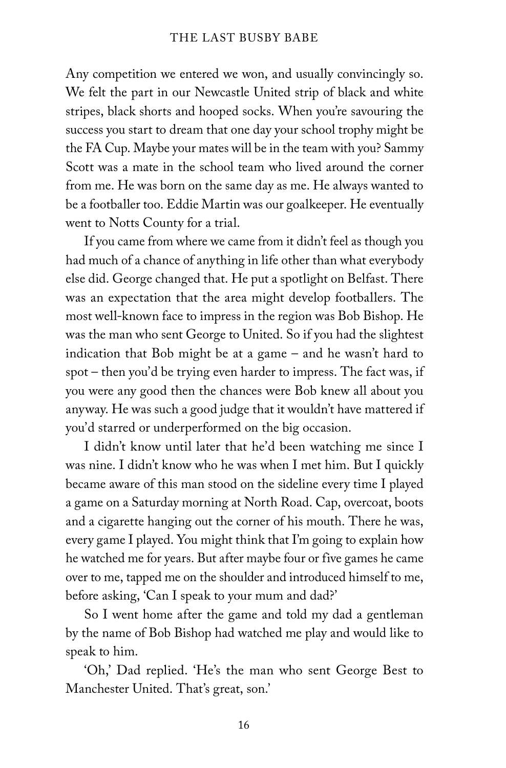Any competition we entered we won, and usually convincingly so. We felt the part in our Newcastle United strip of black and white stripes, black shorts and hooped socks. When you're savouring the success you start to dream that one day your school trophy might be the FA Cup. Maybe your mates will be in the team with you? Sammy Scott was a mate in the school team who lived around the corner from me. He was born on the same day as me. He always wanted to be a footballer too. Eddie Martin was our goalkeeper. He eventually went to Notts County for a trial.

If you came from where we came from it didn't feel as though you had much of a chance of anything in life other than what everybody else did. George changed that. He put a spotlight on Belfast. There was an expectation that the area might develop footballers. The most well-known face to impress in the region was Bob Bishop. He was the man who sent George to United. So if you had the slightest indication that Bob might be at a game – and he wasn't hard to spot – then you'd be trying even harder to impress. The fact was, if you were any good then the chances were Bob knew all about you anyway. He was such a good judge that it wouldn't have mattered if you'd starred or underperformed on the big occasion.

I didn't know until later that he'd been watching me since I was nine. I didn't know who he was when I met him. But I quickly became aware of this man stood on the sideline every time I played a game on a Saturday morning at North Road. Cap, overcoat, boots and a cigarette hanging out the corner of his mouth. There he was, every game I played. You might think that I'm going to explain how he watched me for years. But after maybe four or five games he came over to me, tapped me on the shoulder and introduced himself to me, before asking, 'Can I speak to your mum and dad?'

So I went home after the game and told my dad a gentleman by the name of Bob Bishop had watched me play and would like to speak to him.

'Oh,' Dad replied. 'He's the man who sent George Best to Manchester United. That's great, son.'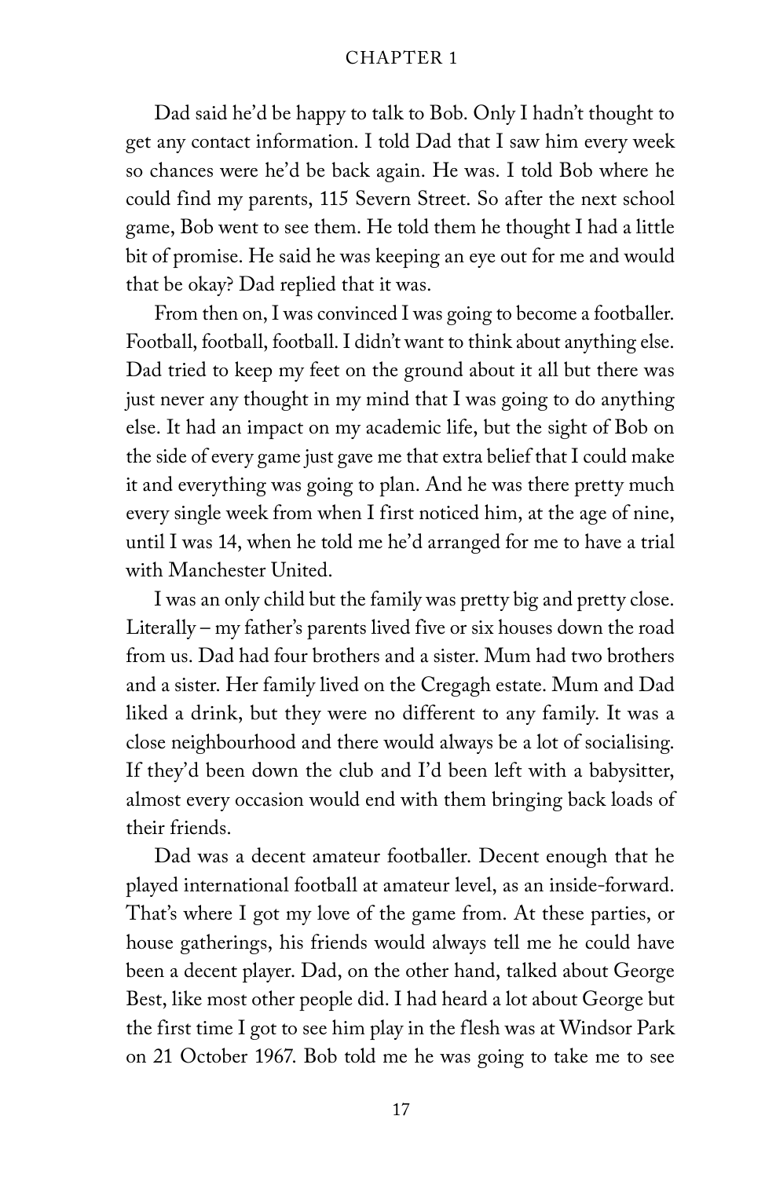Dad said he'd be happy to talk to Bob. Only I hadn't thought to get any contact information. I told Dad that I saw him every week so chances were he'd be back again. He was. I told Bob where he could find my parents, 115 Severn Street. So after the next school game, Bob went to see them. He told them he thought I had a little bit of promise. He said he was keeping an eye out for me and would that be okay? Dad replied that it was.

From then on, I was convinced I was going to become a footballer. Football, football, football. I didn't want to think about anything else. Dad tried to keep my feet on the ground about it all but there was just never any thought in my mind that I was going to do anything else. It had an impact on my academic life, but the sight of Bob on the side of every game just gave me that extra belief that I could make it and everything was going to plan. And he was there pretty much every single week from when I first noticed him, at the age of nine, until I was 14, when he told me he'd arranged for me to have a trial with Manchester United.

I was an only child but the family was pretty big and pretty close. Literally – my father's parents lived five or six houses down the road from us. Dad had four brothers and a sister. Mum had two brothers and a sister. Her family lived on the Cregagh estate. Mum and Dad liked a drink, but they were no different to any family. It was a close neighbourhood and there would always be a lot of socialising. If they'd been down the club and I'd been left with a babysitter, almost every occasion would end with them bringing back loads of their friends.

Dad was a decent amateur footballer. Decent enough that he played international football at amateur level, as an inside-forward. That's where I got my love of the game from. At these parties, or house gatherings, his friends would always tell me he could have been a decent player. Dad, on the other hand, talked about George Best, like most other people did. I had heard a lot about George but the first time I got to see him play in the flesh was at Windsor Park on 21 October 1967. Bob told me he was going to take me to see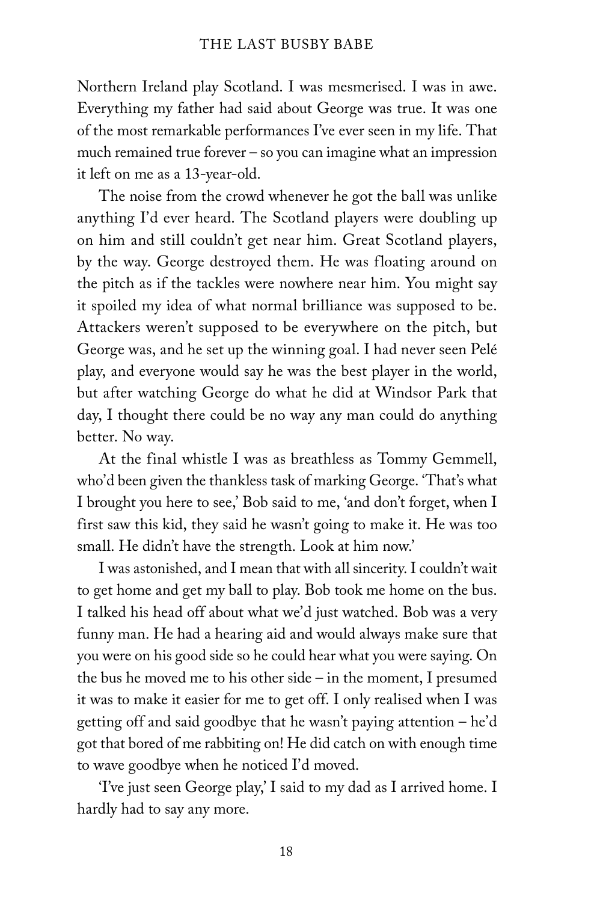Northern Ireland play Scotland. I was mesmerised. I was in awe. Everything my father had said about George was true. It was one of the most remarkable performances I've ever seen in my life. That much remained true forever – so you can imagine what an impression it left on me as a 13-year-old.

The noise from the crowd whenever he got the ball was unlike anything I'd ever heard. The Scotland players were doubling up on him and still couldn't get near him. Great Scotland players, by the way. George destroyed them. He was floating around on the pitch as if the tackles were nowhere near him. You might say it spoiled my idea of what normal brilliance was supposed to be. Attackers weren't supposed to be everywhere on the pitch, but George was, and he set up the winning goal. I had never seen Pelé play, and everyone would say he was the best player in the world, but after watching George do what he did at Windsor Park that day, I thought there could be no way any man could do anything better. No way.

At the final whistle I was as breathless as Tommy Gemmell, who'd been given the thankless task of marking George. 'That's what I brought you here to see,' Bob said to me, 'and don't forget, when I first saw this kid, they said he wasn't going to make it. He was too small. He didn't have the strength. Look at him now.'

I was astonished, and I mean that with all sincerity. I couldn't wait to get home and get my ball to play. Bob took me home on the bus. I talked his head off about what we'd just watched. Bob was a very funny man. He had a hearing aid and would always make sure that you were on his good side so he could hear what you were saying. On the bus he moved me to his other side – in the moment, I presumed it was to make it easier for me to get off. I only realised when I was getting off and said goodbye that he wasn't paying attention – he'd got that bored of me rabbiting on! He did catch on with enough time to wave goodbye when he noticed I'd moved.

'I've just seen George play,' I said to my dad as I arrived home. I hardly had to say any more.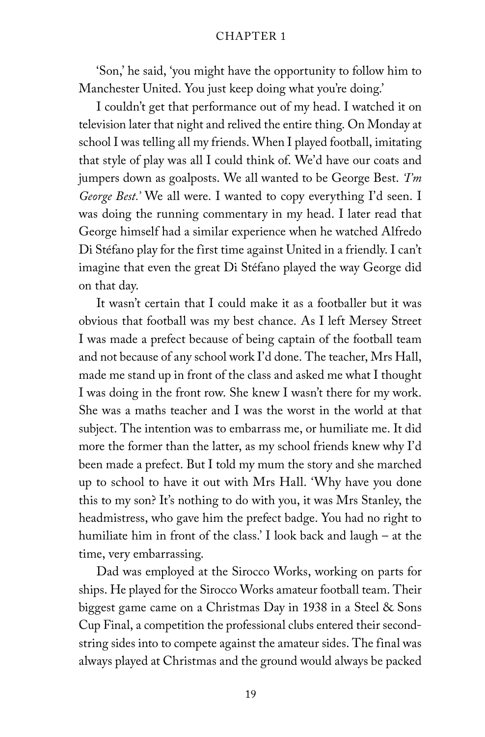'Son,' he said, 'you might have the opportunity to follow him to Manchester United. You just keep doing what you're doing.'

I couldn't get that performance out of my head. I watched it on television later that night and relived the entire thing. On Monday at school I was telling all my friends. When I played football, imitating that style of play was all I could think of. We'd have our coats and jumpers down as goalposts. We all wanted to be George Best. *'I'm George Best.'* We all were. I wanted to copy everything I'd seen. I was doing the running commentary in my head. I later read that George himself had a similar experience when he watched Alfredo Di Stéfano play for the first time against United in a friendly. I can't imagine that even the great Di Stéfano played the way George did on that day.

It wasn't certain that I could make it as a footballer but it was obvious that football was my best chance. As I left Mersey Street I was made a prefect because of being captain of the football team and not because of any school work I'd done. The teacher, Mrs Hall, made me stand up in front of the class and asked me what I thought I was doing in the front row. She knew I wasn't there for my work. She was a maths teacher and I was the worst in the world at that subject. The intention was to embarrass me, or humiliate me. It did more the former than the latter, as my school friends knew why I'd been made a prefect. But I told my mum the story and she marched up to school to have it out with Mrs Hall. 'Why have you done this to my son? It's nothing to do with you, it was Mrs Stanley, the headmistress, who gave him the prefect badge. You had no right to humiliate him in front of the class.' I look back and laugh – at the time, very embarrassing.

Dad was employed at the Sirocco Works, working on parts for ships. He played for the Sirocco Works amateur football team. Their biggest game came on a Christmas Day in 1938 in a Steel & Sons Cup Final, a competition the professional clubs entered their second-string sides into to compete against the amateur sides. The final was always played at Christmas and the ground would always be packed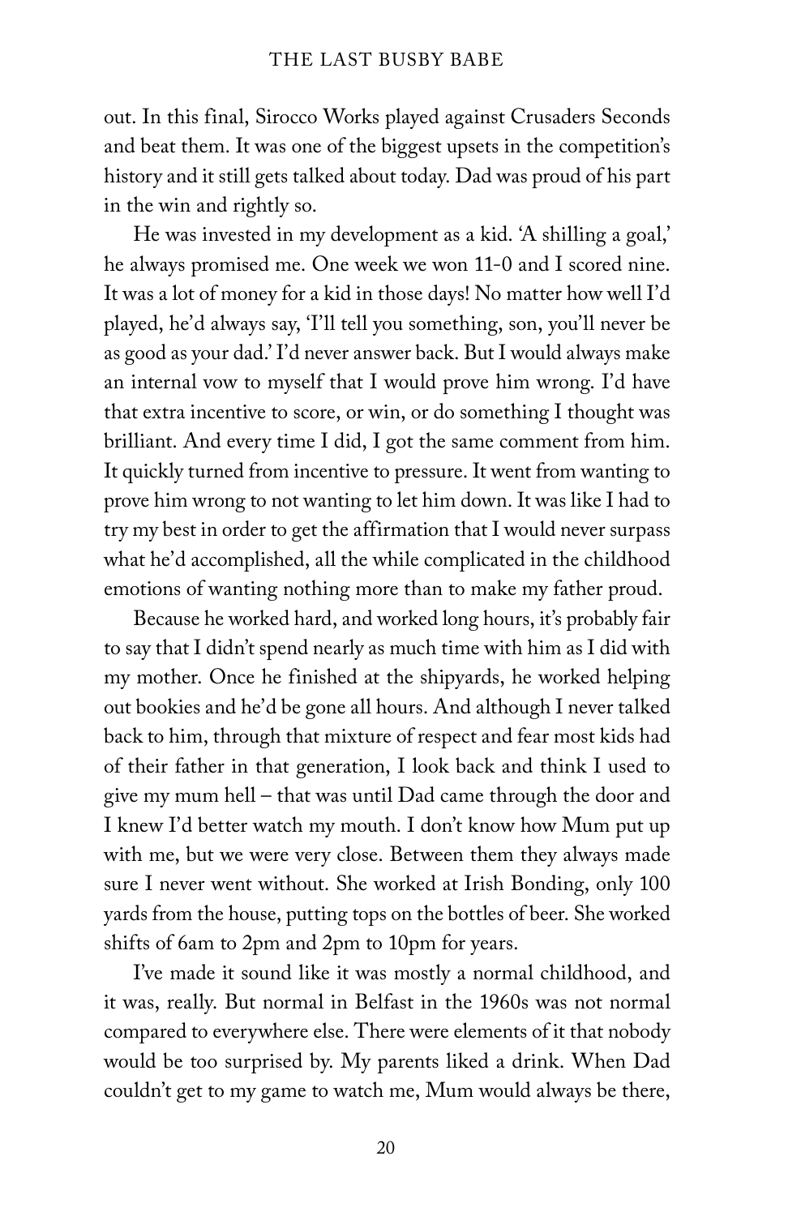out. In this final, Sirocco Works played against Crusaders Seconds and beat them. It was one of the biggest upsets in the competition's history and it still gets talked about today. Dad was proud of his part in the win and rightly so.

He was invested in my development as a kid. 'A shilling a goal,' he always promised me. One week we won 11-0 and I scored nine. It was a lot of money for a kid in those days! No matter how well I'd played, he'd always say, 'I'll tell you something, son, you'll never be as good as your dad.' I'd never answer back. But I would always make an internal vow to myself that I would prove him wrong. I'd have that extra incentive to score, or win, or do something I thought was brilliant. And every time I did, I got the same comment from him. It quickly turned from incentive to pressure. It went from wanting to prove him wrong to not wanting to let him down. It was like I had to try my best in order to get the affirmation that I would never surpass what he'd accomplished, all the while complicated in the childhood emotions of wanting nothing more than to make my father proud.

Because he worked hard, and worked long hours, it's probably fair to say that I didn't spend nearly as much time with him as I did with my mother. Once he finished at the shipyards, he worked helping out bookies and he'd be gone all hours. And although I never talked back to him, through that mixture of respect and fear most kids had of their father in that generation, I look back and think I used to give my mum hell – that was until Dad came through the door and I knew I'd better watch my mouth. I don't know how Mum put up with me, but we were very close. Between them they always made sure I never went without. She worked at Irish Bonding, only 100 yards from the house, putting tops on the bottles of beer. She worked shifts of 6am to 2pm and 2pm to 10pm for years.

I've made it sound like it was mostly a normal childhood, and it was, really. But normal in Belfast in the 1960s was not normal compared to everywhere else. There were elements of it that nobody would be too surprised by. My parents liked a drink. When Dad couldn't get to my game to watch me, Mum would always be there,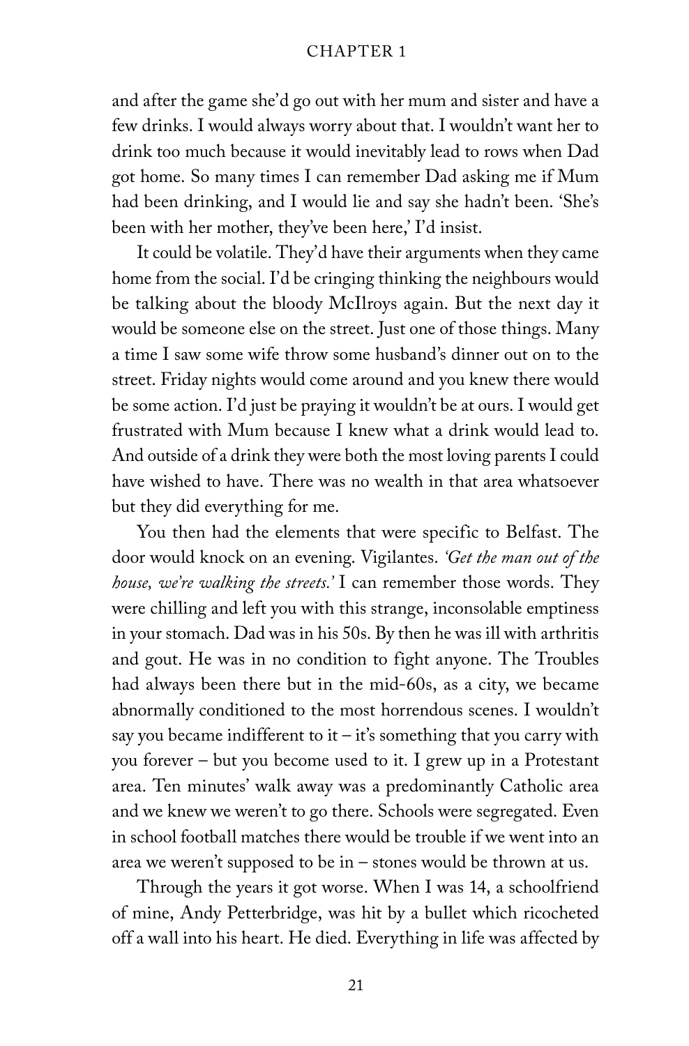and after the game she'd go out with her mum and sister and have a few drinks. I would always worry about that. I wouldn't want her to drink too much because it would inevitably lead to rows when Dad got home. So many times I can remember Dad asking me if Mum had been drinking, and I would lie and say she hadn't been. 'She's been with her mother, they've been here,' I'd insist.

It could be volatile. They'd have their arguments when they came home from the social. I'd be cringing thinking the neighbours would be talking about the bloody McIlroys again. But the next day it would be someone else on the street. Just one of those things. Many a time I saw some wife throw some husband's dinner out on to the street. Friday nights would come around and you knew there would be some action. I'd just be praying it wouldn't be at ours. I would get frustrated with Mum because I knew what a drink would lead to. And outside of a drink they were both the most loving parents I could have wished to have. There was no wealth in that area whatsoever but they did everything for me.

You then had the elements that were specific to Belfast. The door would knock on an evening. Vigilantes. *'Get the man out of the house, we're walking the streets.'* I can remember those words. They were chilling and left you with this strange, inconsolable emptiness in your stomach. Dad was in his 50s. By then he was ill with arthritis and gout. He was in no condition to fight anyone. The Troubles had always been there but in the mid-60s, as a city, we became abnormally conditioned to the most horrendous scenes. I wouldn't say you became indifferent to it – it's something that you carry with you forever – but you become used to it. I grew up in a Protestant area. Ten minutes' walk away was a predominantly Catholic area and we knew we weren't to go there. Schools were segregated. Even in school football matches there would be trouble if we went into an area we weren't supposed to be in – stones would be thrown at us.

Through the years it got worse. When I was 14, a schoolfriend of mine, Andy Petterbridge, was hit by a bullet which ricocheted off a wall into his heart. He died. Everything in life was affected by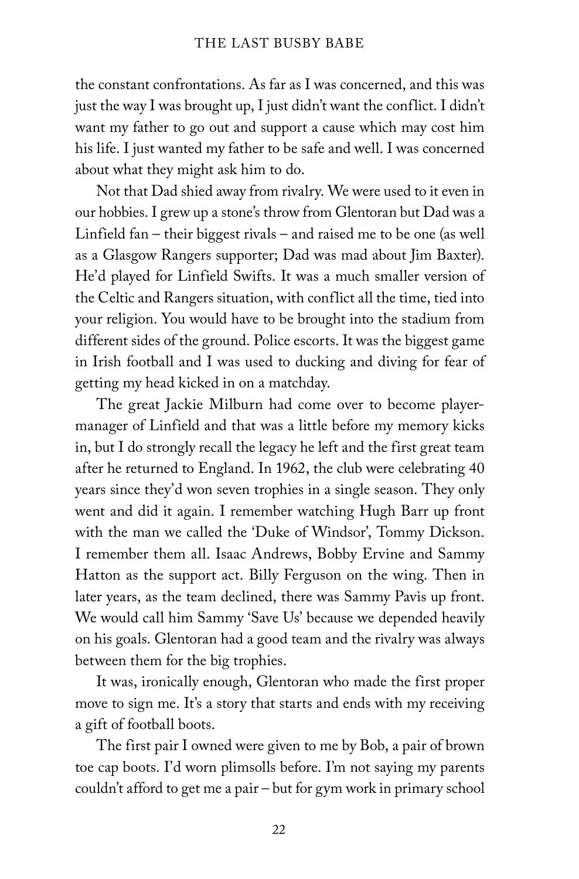the constant confrontations. As far as I was concerned, and this was just the way I was brought up, I just didn't want the conflict. I didn't want my father to go out and support a cause which may cost him his life. I just wanted my father to be safe and well. I was concerned about what they might ask him to do.

Not that Dad shied away from rivalry. We were used to it even in our hobbies. I grew up a stone's throw from Glentoran but Dad was a Linfield fan – their biggest rivals – and raised me to be one (as well as a Glasgow Rangers supporter; Dad was mad about Jim Baxter). He'd played for Linfield Swifts. It was a much smaller version of the Celtic and Rangers situation, with conflict all the time, tied into your religion. You would have to be brought into the stadium from different sides of the ground. Police escorts. It was the biggest game in Irish football and I was used to ducking and diving for fear of getting my head kicked in on a matchday.

The great Jackie Milburn had come over to become player-manager of Linfield and that was a little before my memory kicks in, but I do strongly recall the legacy he left and the first great team after he returned to England. In 1962, the club were celebrating 40 years since they'd won seven trophies in a single season. They only went and did it again. I remember watching Hugh Barr up front with the man we called the 'Duke of Windsor', Tommy Dickson. I remember them all. Isaac Andrews, Bobby Ervine and Sammy Hatton as the support act. Billy Ferguson on the wing. Then in later years, as the team declined, there was Sammy Pavis up front. We would call him Sammy 'Save Us' because we depended heavily on his goals. Glentoran had a good team and the rivalry was always between them for the big trophies.

It was, ironically enough, Glentoran who made the first proper move to sign me. It's a story that starts and ends with my receiving a gift of football boots.

The first pair I owned were given to me by Bob, a pair of brown toe cap boots. I'd worn plimsolls before. I'm not saying my parents couldn't afford to get me a pair – but for gym work in primary school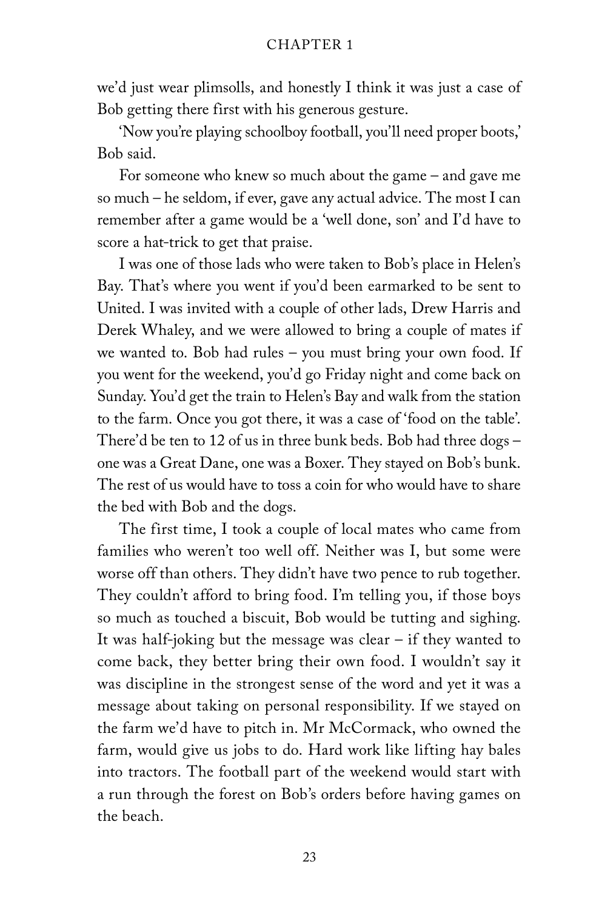we'd just wear plimsolls, and honestly I think it was just a case of Bob getting there first with his generous gesture.

'Now you're playing schoolboy football, you'll need proper boots,' Bob said.

For someone who knew so much about the game – and gave me so much – he seldom, if ever, gave any actual advice. The most I can remember after a game would be a 'well done, son' and I'd have to score a hat-trick to get that praise.

I was one of those lads who were taken to Bob's place in Helen's Bay. That's where you went if you'd been earmarked to be sent to United. I was invited with a couple of other lads, Drew Harris and Derek Whaley, and we were allowed to bring a couple of mates if we wanted to. Bob had rules – you must bring your own food. If you went for the weekend, you'd go Friday night and come back on Sunday. You'd get the train to Helen's Bay and walk from the station to the farm. Once you got there, it was a case of 'food on the table'. There'd be ten to 12 of us in three bunk beds. Bob had three dogs – one was a Great Dane, one was a Boxer. They stayed on Bob's bunk. The rest of us would have to toss a coin for who would have to share the bed with Bob and the dogs.

The first time, I took a couple of local mates who came from families who weren't too well off. Neither was I, but some were worse off than others. They didn't have two pence to rub together. They couldn't afford to bring food. I'm telling you, if those boys so much as touched a biscuit, Bob would be tutting and sighing. It was half-joking but the message was clear – if they wanted to come back, they better bring their own food. I wouldn't say it was discipline in the strongest sense of the word and yet it was a message about taking on personal responsibility. If we stayed on the farm we'd have to pitch in. Mr McCormack, who owned the farm, would give us jobs to do. Hard work like lifting hay bales into tractors. The football part of the weekend would start with a run through the forest on Bob's orders before having games on the beach.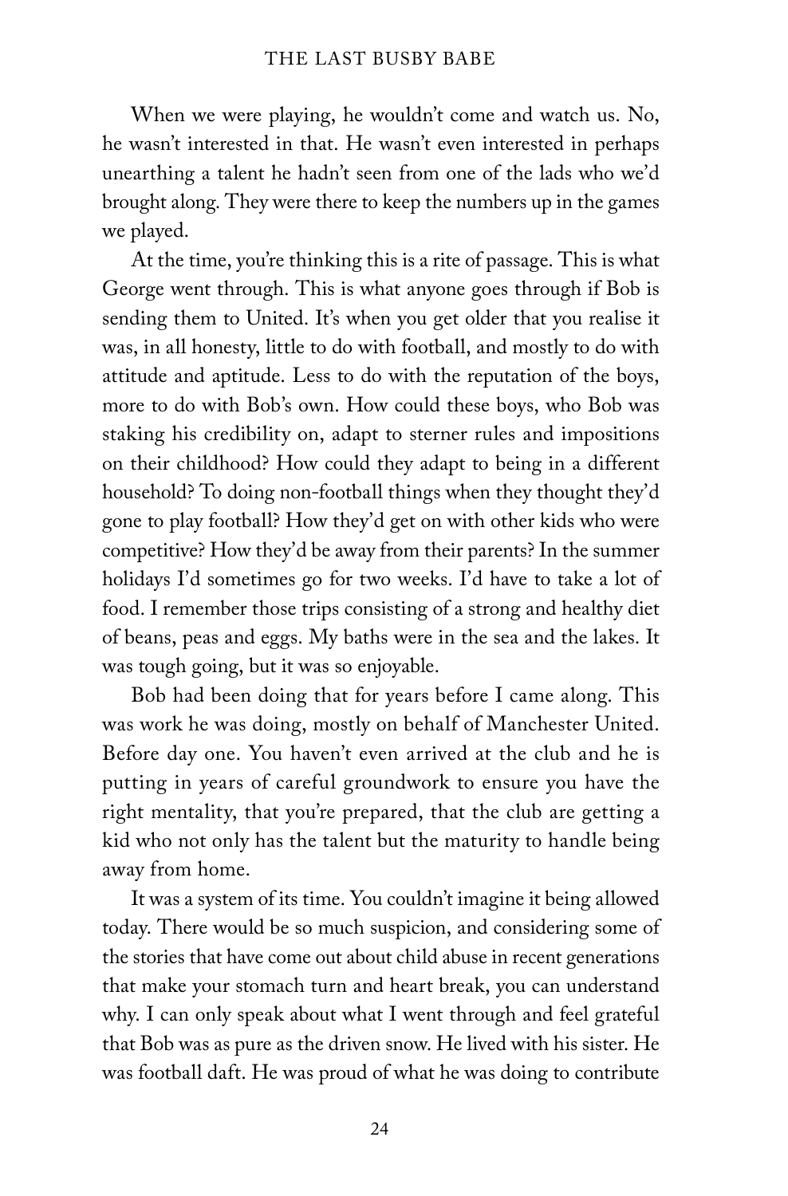When we were playing, he wouldn't come and watch us. No, he wasn't interested in that. He wasn't even interested in perhaps unearthing a talent he hadn't seen from one of the lads who we'd brought along. They were there to keep the numbers up in the games we played.

At the time, you're thinking this is a rite of passage. This is what George went through. This is what anyone goes through if Bob is sending them to United. It's when you get older that you realise it was, in all honesty, little to do with football, and mostly to do with attitude and aptitude. Less to do with the reputation of the boys, more to do with Bob's own. How could these boys, who Bob was staking his credibility on, adapt to sterner rules and impositions on their childhood? How could they adapt to being in a different household? To doing non-football things when they thought they'd gone to play football? How they'd get on with other kids who were competitive? How they'd be away from their parents? In the summer holidays I'd sometimes go for two weeks. I'd have to take a lot of food. I remember those trips consisting of a strong and healthy diet of beans, peas and eggs. My baths were in the sea and the lakes. It was tough going, but it was so enjoyable.

Bob had been doing that for years before I came along. This was work he was doing, mostly on behalf of Manchester United. Before day one. You haven't even arrived at the club and he is putting in years of careful groundwork to ensure you have the right mentality, that you're prepared, that the club are getting a kid who not only has the talent but the maturity to handle being away from home.

It was a system of its time. You couldn't imagine it being allowed today. There would be so much suspicion, and considering some of the stories that have come out about child abuse in recent generations that make your stomach turn and heart break, you can understand why. I can only speak about what I went through and feel grateful that Bob was as pure as the driven snow. He lived with his sister. He was football daft. He was proud of what he was doing to contribute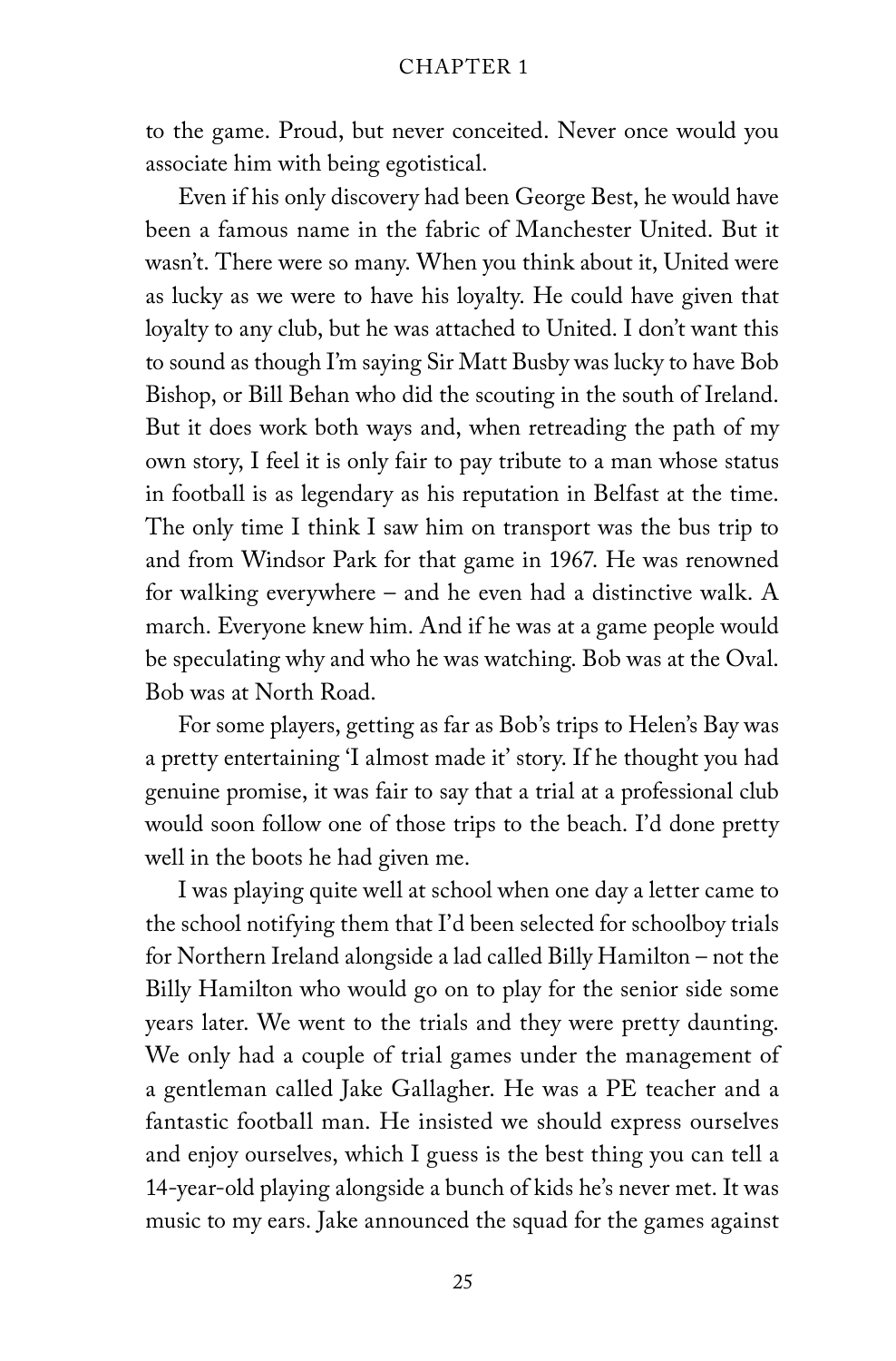to the game. Proud, but never conceited. Never once would you associate him with being egotistical.

Even if his only discovery had been George Best, he would have been a famous name in the fabric of Manchester United. But it wasn't. There were so many. When you think about it, United were as lucky as we were to have his loyalty. He could have given that loyalty to any club, but he was attached to United. I don't want this to sound as though I'm saying Sir Matt Busby was lucky to have Bob Bishop, or Bill Behan who did the scouting in the south of Ireland. But it does work both ways and, when retreading the path of my own story, I feel it is only fair to pay tribute to a man whose status in football is as legendary as his reputation in Belfast at the time. The only time I think I saw him on transport was the bus trip to and from Windsor Park for that game in 1967. He was renowned for walking everywhere – and he even had a distinctive walk. A march. Everyone knew him. And if he was at a game people would be speculating why and who he was watching. Bob was at the Oval. Bob was at North Road.

For some players, getting as far as Bob's trips to Helen's Bay was a pretty entertaining 'I almost made it' story. If he thought you had genuine promise, it was fair to say that a trial at a professional club would soon follow one of those trips to the beach. I'd done pretty well in the boots he had given me.

I was playing quite well at school when one day a letter came to the school notifying them that I'd been selected for schoolboy trials for Northern Ireland alongside a lad called Billy Hamilton – not the Billy Hamilton who would go on to play for the senior side some years later. We went to the trials and they were pretty daunting. We only had a couple of trial games under the management of a gentleman called Jake Gallagher. He was a PE teacher and a fantastic football man. He insisted we should express ourselves and enjoy ourselves, which I guess is the best thing you can tell a 14-year-old playing alongside a bunch of kids he's never met. It was music to my ears. Jake announced the squad for the games against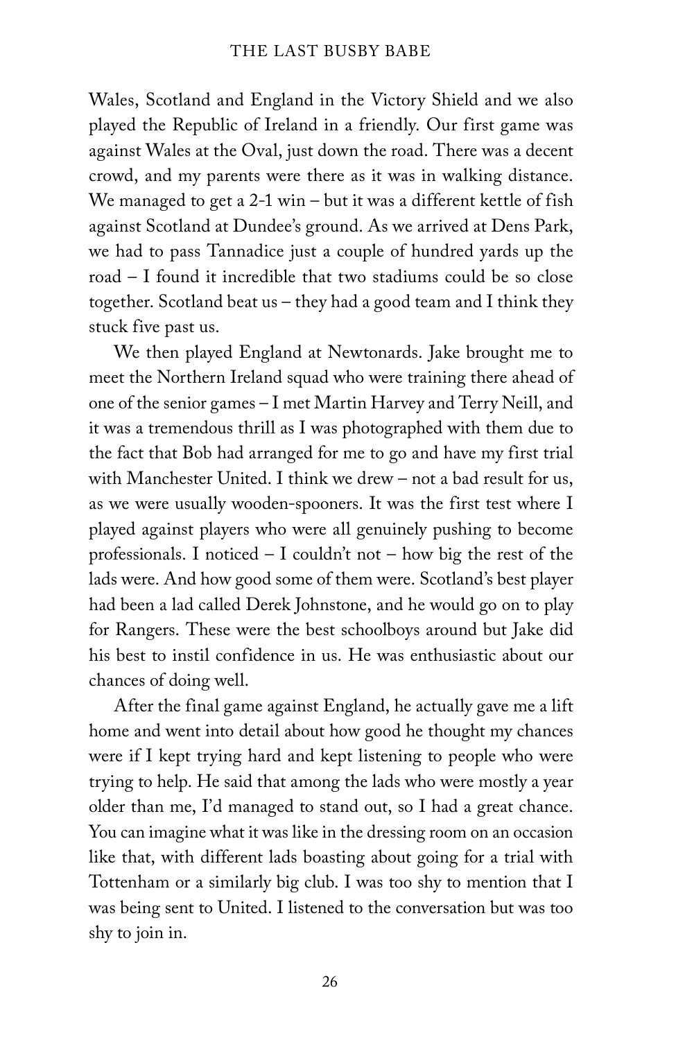Wales, Scotland and England in the Victory Shield and we also played the Republic of Ireland in a friendly. Our first game was against Wales at the Oval, just down the road. There was a decent crowd, and my parents were there as it was in walking distance. We managed to get a 2-1 win – but it was a different kettle of fish against Scotland at Dundee's ground. As we arrived at Dens Park, we had to pass Tannadice just a couple of hundred yards up the road – I found it incredible that two stadiums could be so close together. Scotland beat us – they had a good team and I think they stuck five past us.

We then played England at Newtonards. Jake brought me to meet the Northern Ireland squad who were training there ahead of one of the senior games – I met Martin Harvey and Terry Neill, and it was a tremendous thrill as I was photographed with them due to the fact that Bob had arranged for me to go and have my first trial with Manchester United. I think we drew – not a bad result for us, as we were usually wooden-spooners. It was the first test where I played against players who were all genuinely pushing to become professionals. I noticed – I couldn't not – how big the rest of the lads were. And how good some of them were. Scotland's best player had been a lad called Derek Johnstone, and he would go on to play for Rangers. These were the best schoolboys around but Jake did his best to instil confidence in us. He was enthusiastic about our chances of doing well.

After the final game against England, he actually gave me a lift home and went into detail about how good he thought my chances were if I kept trying hard and kept listening to people who were trying to help. He said that among the lads who were mostly a year older than me, I'd managed to stand out, so I had a great chance. You can imagine what it was like in the dressing room on an occasion like that, with different lads boasting about going for a trial with Tottenham or a similarly big club. I was too shy to mention that I was being sent to United. I listened to the conversation but was too shy to join in.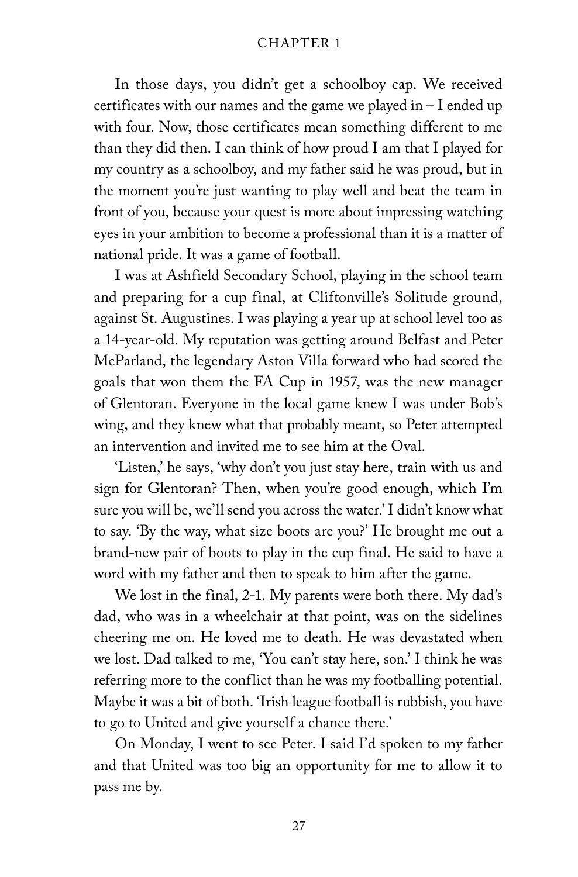In those days, you didn't get a schoolboy cap. We received certificates with our names and the game we played in – I ended up with four. Now, those certificates mean something different to me than they did then. I can think of how proud I am that I played for my country as a schoolboy, and my father said he was proud, but in the moment you're just wanting to play well and beat the team in front of you, because your quest is more about impressing watching eyes in your ambition to become a professional than it is a matter of national pride. It was a game of football.

I was at Ashfield Secondary School, playing in the school team and preparing for a cup final, at Cliftonville's Solitude ground, against St. Augustines. I was playing a year up at school level too as a 14-year-old. My reputation was getting around Belfast and Peter McParland, the legendary Aston Villa forward who had scored the goals that won them the FA Cup in 1957, was the new manager of Glentoran. Everyone in the local game knew I was under Bob's wing, and they knew what that probably meant, so Peter attempted an intervention and invited me to see him at the Oval.

'Listen,' he says, 'why don't you just stay here, train with us and sign for Glentoran? Then, when you're good enough, which I'm sure you will be, we'll send you across the water.' I didn't know what to say. 'By the way, what size boots are you?' He brought me out a brand-new pair of boots to play in the cup final. He said to have a word with my father and then to speak to him after the game.

We lost in the final, 2-1. My parents were both there. My dad's dad, who was in a wheelchair at that point, was on the sidelines cheering me on. He loved me to death. He was devastated when we lost. Dad talked to me, 'You can't stay here, son.' I think he was referring more to the conflict than he was my footballing potential. Maybe it was a bit of both. 'Irish league football is rubbish, you have to go to United and give yourself a chance there.'

On Monday, I went to see Peter. I said I'd spoken to my father and that United was too big an opportunity for me to allow it to pass me by.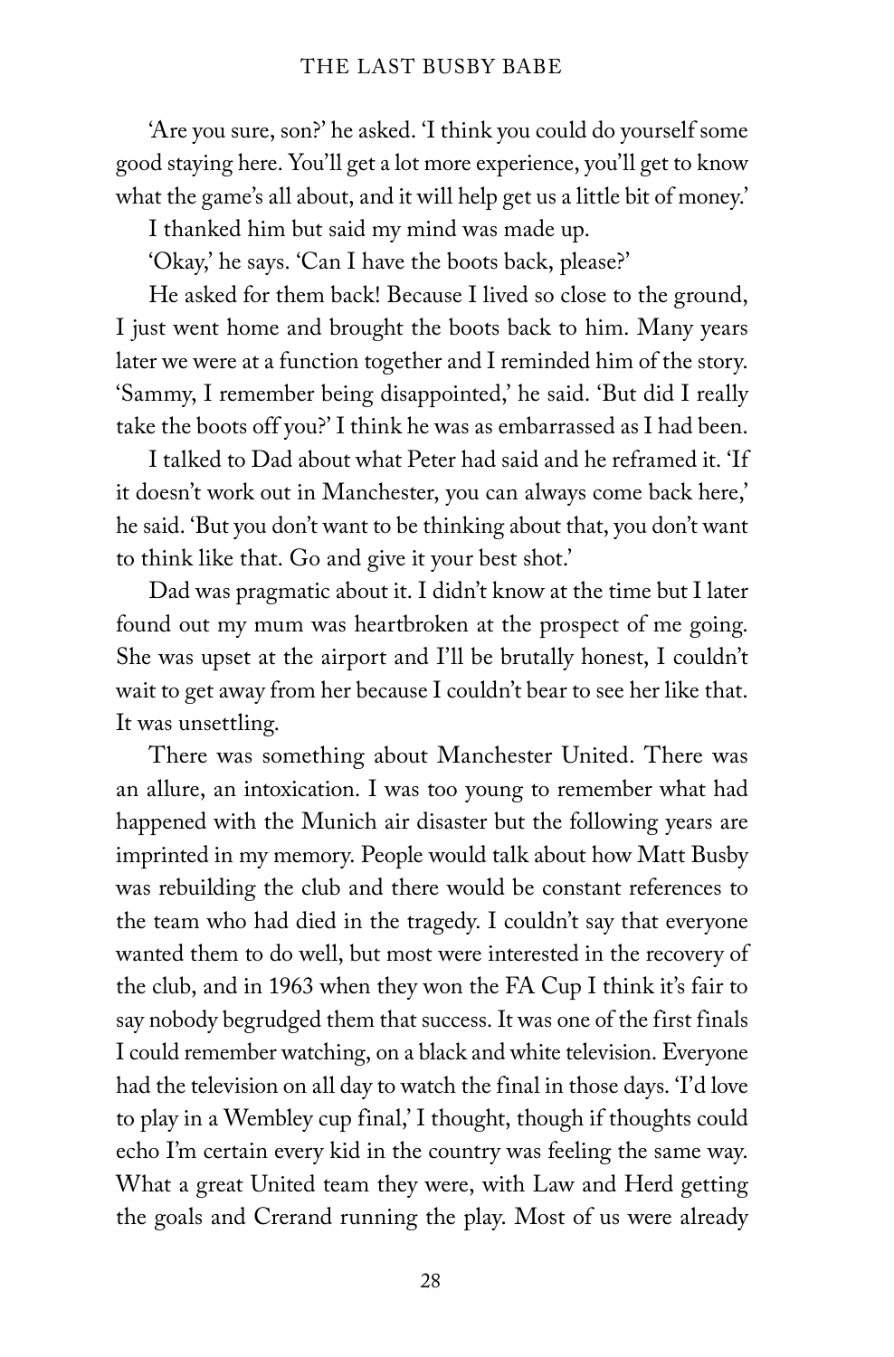'Are you sure, son?' he asked. 'I think you could do yourself some good staying here. You'll get a lot more experience, you'll get to know what the game's all about, and it will help get us a little bit of money.'

I thanked him but said my mind was made up.

'Okay,' he says. 'Can I have the boots back, please?'

He asked for them back! Because I lived so close to the ground, I just went home and brought the boots back to him. Many years later we were at a function together and I reminded him of the story. 'Sammy, I remember being disappointed,' he said. 'But did I really take the boots off you?' I think he was as embarrassed as I had been.

I talked to Dad about what Peter had said and he reframed it. 'If it doesn't work out in Manchester, you can always come back here,' he said. 'But you don't want to be thinking about that, you don't want to think like that. Go and give it your best shot.'

Dad was pragmatic about it. I didn't know at the time but I later found out my mum was heartbroken at the prospect of me going. She was upset at the airport and I'll be brutally honest, I couldn't wait to get away from her because I couldn't bear to see her like that. It was unsettling.

There was something about Manchester United. There was an allure, an intoxication. I was too young to remember what had happened with the Munich air disaster but the following years are imprinted in my memory. People would talk about how Matt Busby was rebuilding the club and there would be constant references to the team who had died in the tragedy. I couldn't say that everyone wanted them to do well, but most were interested in the recovery of the club, and in 1963 when they won the FA Cup I think it's fair to say nobody begrudged them that success. It was one of the first finals I could remember watching, on a black and white television. Everyone had the television on all day to watch the final in those days. 'I'd love to play in a Wembley cup final,' I thought, though if thoughts could echo I'm certain every kid in the country was feeling the same way. What a great United team they were, with Law and Herd getting the goals and Crerand running the play. Most of us were already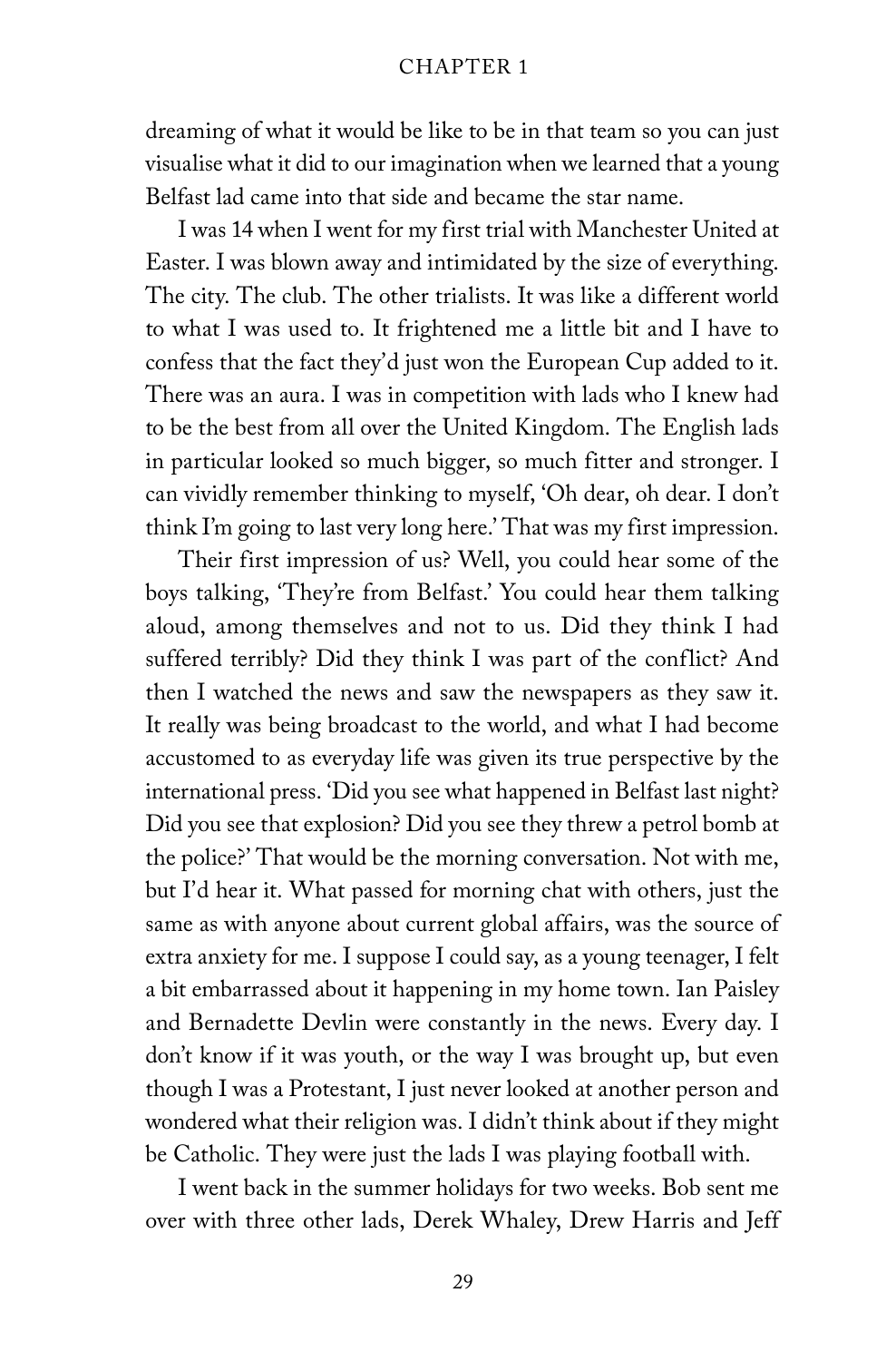dreaming of what it would be like to be in that team so you can just visualise what it did to our imagination when we learned that a young Belfast lad came into that side and became the star name.

I was 14 when I went for my first trial with Manchester United at Easter. I was blown away and intimidated by the size of everything. The city. The club. The other trialists. It was like a different world to what I was used to. It frightened me a little bit and I have to confess that the fact they'd just won the European Cup added to it. There was an aura. I was in competition with lads who I knew had to be the best from all over the United Kingdom. The English lads in particular looked so much bigger, so much fitter and stronger. I can vividly remember thinking to myself, 'Oh dear, oh dear. I don't think I'm going to last very long here.' That was my first impression.

Their first impression of us? Well, you could hear some of the boys talking, 'They're from Belfast.' You could hear them talking aloud, among themselves and not to us. Did they think I had suffered terribly? Did they think I was part of the conflict? And then I watched the news and saw the newspapers as they saw it. It really was being broadcast to the world, and what I had become accustomed to as everyday life was given its true perspective by the international press. 'Did you see what happened in Belfast last night? Did you see that explosion? Did you see they threw a petrol bomb at the police?' That would be the morning conversation. Not with me, but I'd hear it. What passed for morning chat with others, just the same as with anyone about current global affairs, was the source of extra anxiety for me. I suppose I could say, as a young teenager, I felt a bit embarrassed about it happening in my home town. Ian Paisley and Bernadette Devlin were constantly in the news. Every day. I don't know if it was youth, or the way I was brought up, but even though I was a Protestant, I just never looked at another person and wondered what their religion was. I didn't think about if they might be Catholic. They were just the lads I was playing football with.

I went back in the summer holidays for two weeks. Bob sent me over with three other lads, Derek Whaley, Drew Harris and Jeff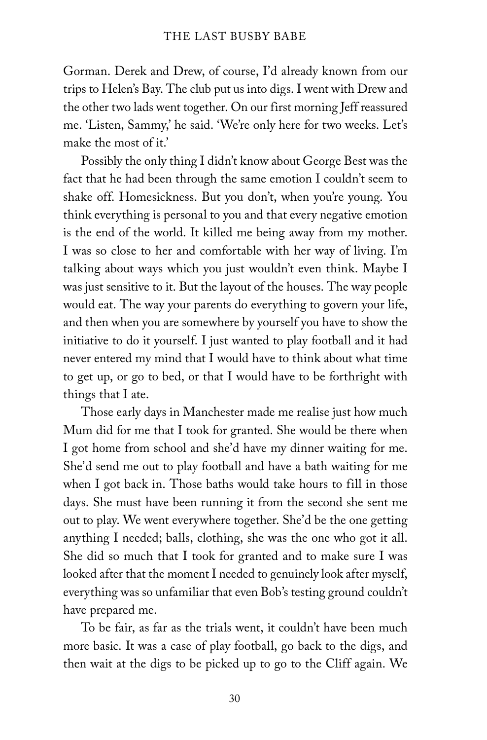Gorman. Derek and Drew, of course, I'd already known from our trips to Helen's Bay. The club put us into digs. I went with Drew and the other two lads went together. On our first morning Jeff reassured me. 'Listen, Sammy,' he said. 'We're only here for two weeks. Let's make the most of it.'

Possibly the only thing I didn't know about George Best was the fact that he had been through the same emotion I couldn't seem to shake off. Homesickness. But you don't, when you're young. You think everything is personal to you and that every negative emotion is the end of the world. It killed me being away from my mother. I was so close to her and comfortable with her way of living. I'm talking about ways which you just wouldn't even think. Maybe I was just sensitive to it. But the layout of the houses. The way people would eat. The way your parents do everything to govern your life, and then when you are somewhere by yourself you have to show the initiative to do it yourself. I just wanted to play football and it had never entered my mind that I would have to think about what time to get up, or go to bed, or that I would have to be forthright with things that I ate.

Those early days in Manchester made me realise just how much Mum did for me that I took for granted. She would be there when I got home from school and she'd have my dinner waiting for me. She'd send me out to play football and have a bath waiting for me when I got back in. Those baths would take hours to fill in those days. She must have been running it from the second she sent me out to play. We went everywhere together. She'd be the one getting anything I needed; balls, clothing, she was the one who got it all. She did so much that I took for granted and to make sure I was looked after that the moment I needed to genuinely look after myself, everything was so unfamiliar that even Bob's testing ground couldn't have prepared me.

To be fair, as far as the trials went, it couldn't have been much more basic. It was a case of play football, go back to the digs, and then wait at the digs to be picked up to go to the Cliff again. We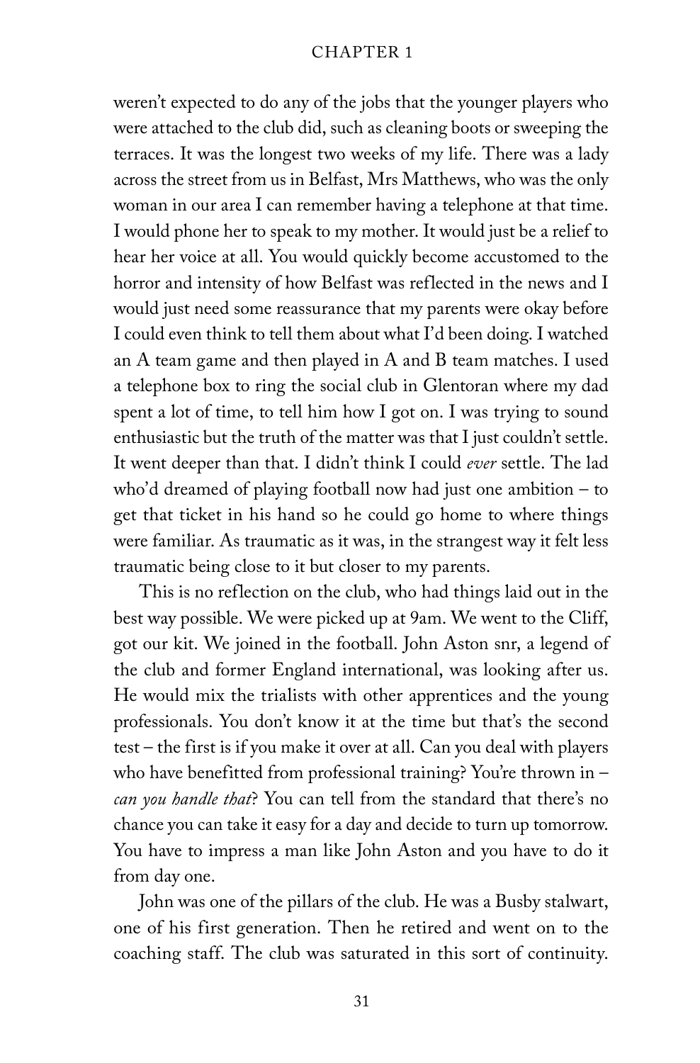weren't expected to do any of the jobs that the younger players who were attached to the club did, such as cleaning boots or sweeping the terraces. It was the longest two weeks of my life. There was a lady across the street from us in Belfast, Mrs Matthews, who was the only woman in our area I can remember having a telephone at that time. I would phone her to speak to my mother. It would just be a relief to hear her voice at all. You would quickly become accustomed to the horror and intensity of how Belfast was reflected in the news and I would just need some reassurance that my parents were okay before I could even think to tell them about what I'd been doing. I watched an A team game and then played in A and B team matches. I used a telephone box to ring the social club in Glentoran where my dad spent a lot of time, to tell him how I got on. I was trying to sound enthusiastic but the truth of the matter was that I just couldn't settle. It went deeper than that. I didn't think I could *ever* settle. The lad who'd dreamed of playing football now had just one ambition – to get that ticket in his hand so he could go home to where things were familiar. As traumatic as it was, in the strangest way it felt less traumatic being close to it but closer to my parents.

This is no reflection on the club, who had things laid out in the best way possible. We were picked up at 9am. We went to the Cliff, got our kit. We joined in the football. John Aston snr, a legend of the club and former England international, was looking after us. He would mix the trialists with other apprentices and the young professionals. You don't know it at the time but that's the second test – the first is if you make it over at all. Can you deal with players who have benefitted from professional training? You're thrown in – *can you handle that*? You can tell from the standard that there's no chance you can take it easy for a day and decide to turn up tomorrow. You have to impress a man like John Aston and you have to do it from day one.

John was one of the pillars of the club. He was a Busby stalwart, one of his first generation. Then he retired and went on to the coaching staff. The club was saturated in this sort of continuity.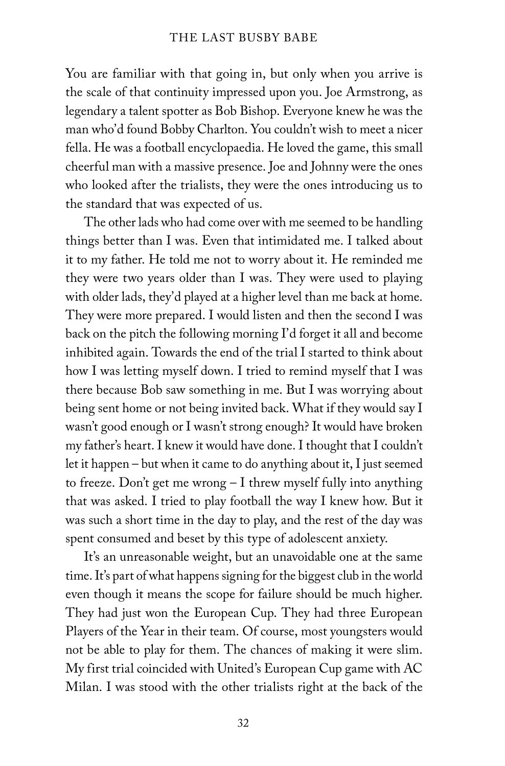You are familiar with that going in, but only when you arrive is the scale of that continuity impressed upon you. Joe Armstrong, as legendary a talent spotter as Bob Bishop. Everyone knew he was the man who'd found Bobby Charlton. You couldn't wish to meet a nicer fella. He was a football encyclopaedia. He loved the game, this small cheerful man with a massive presence. Joe and Johnny were the ones who looked after the trialists, they were the ones introducing us to the standard that was expected of us.

The other lads who had come over with me seemed to be handling things better than I was. Even that intimidated me. I talked about it to my father. He told me not to worry about it. He reminded me they were two years older than I was. They were used to playing with older lads, they'd played at a higher level than me back at home. They were more prepared. I would listen and then the second I was back on the pitch the following morning I'd forget it all and become inhibited again. Towards the end of the trial I started to think about how I was letting myself down. I tried to remind myself that I was there because Bob saw something in me. But I was worrying about being sent home or not being invited back. What if they would say I wasn't good enough or I wasn't strong enough? It would have broken my father's heart. I knew it would have done. I thought that I couldn't let it happen – but when it came to do anything about it, I just seemed to freeze. Don't get me wrong – I threw myself fully into anything that was asked. I tried to play football the way I knew how. But it was such a short time in the day to play, and the rest of the day was spent consumed and beset by this type of adolescent anxiety.

It's an unreasonable weight, but an unavoidable one at the same time. It's part of what happens signing for the biggest club in the world even though it means the scope for failure should be much higher. They had just won the European Cup. They had three European Players of the Year in their team. Of course, most youngsters would not be able to play for them. The chances of making it were slim. My first trial coincided with United's European Cup game with AC Milan. I was stood with the other trialists right at the back of the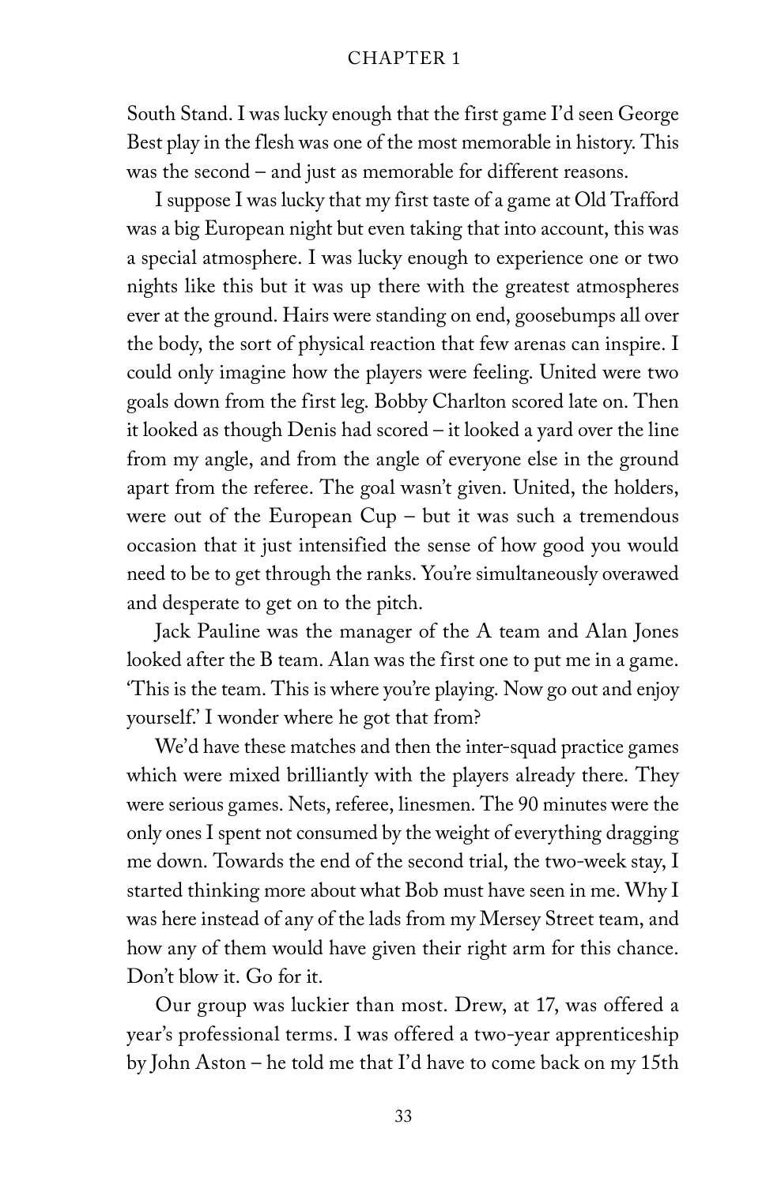South Stand. I was lucky enough that the first game I'd seen George Best play in the flesh was one of the most memorable in history. This was the second – and just as memorable for different reasons.

I suppose I was lucky that my first taste of a game at Old Trafford was a big European night but even taking that into account, this was a special atmosphere. I was lucky enough to experience one or two nights like this but it was up there with the greatest atmospheres ever at the ground. Hairs were standing on end, goosebumps all over the body, the sort of physical reaction that few arenas can inspire. I could only imagine how the players were feeling. United were two goals down from the first leg. Bobby Charlton scored late on. Then it looked as though Denis had scored – it looked a yard over the line from my angle, and from the angle of everyone else in the ground apart from the referee. The goal wasn't given. United, the holders, were out of the European Cup – but it was such a tremendous occasion that it just intensified the sense of how good you would need to be to get through the ranks. You're simultaneously overawed and desperate to get on to the pitch.

Jack Pauline was the manager of the A team and Alan Jones looked after the B team. Alan was the first one to put me in a game. 'This is the team. This is where you're playing. Now go out and enjoy yourself.' I wonder where he got that from?

We'd have these matches and then the inter-squad practice games which were mixed brilliantly with the players already there. They were serious games. Nets, referee, linesmen. The 90 minutes were the only ones I spent not consumed by the weight of everything dragging me down. Towards the end of the second trial, the two-week stay, I started thinking more about what Bob must have seen in me. Why I was here instead of any of the lads from my Mersey Street team, and how any of them would have given their right arm for this chance. Don't blow it. Go for it.

Our group was luckier than most. Drew, at 17, was offered a year's professional terms. I was offered a two-year apprenticeship by John Aston – he told me that I'd have to come back on my 15th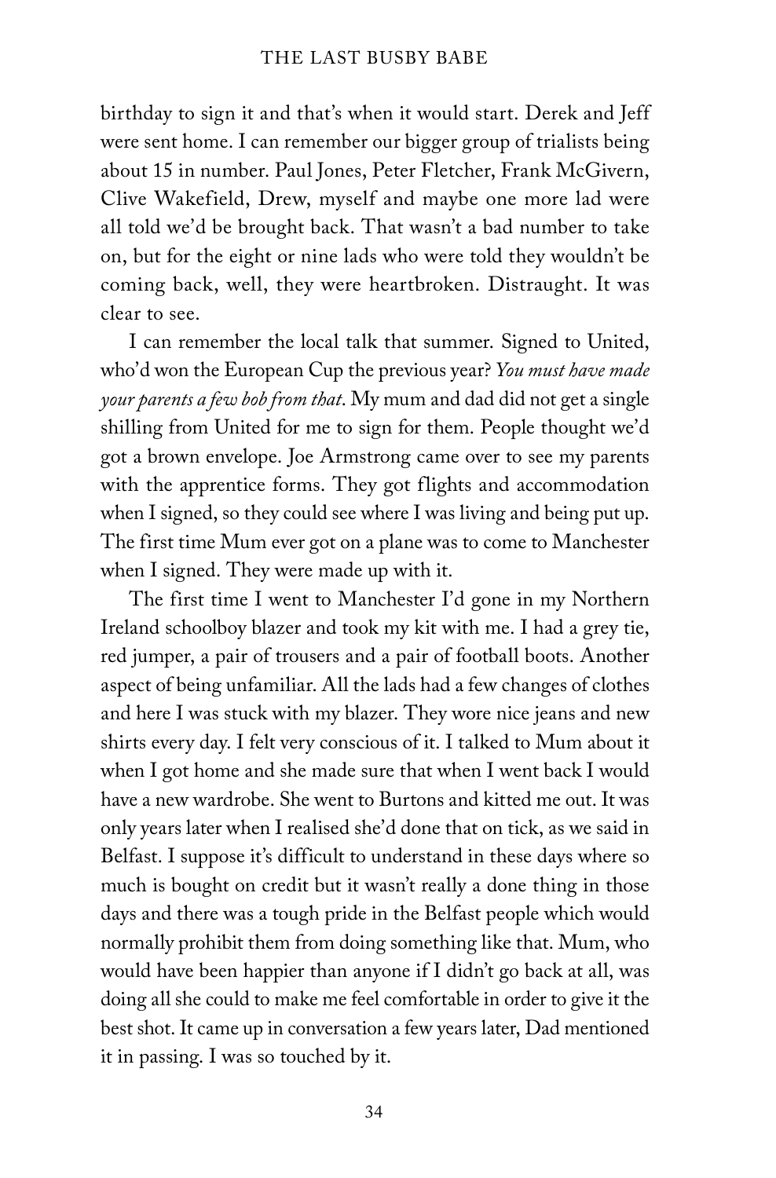birthday to sign it and that's when it would start. Derek and Jeff were sent home. I can remember our bigger group of trialists being about 15 in number. Paul Jones, Peter Fletcher, Frank McGivern, Clive Wakefield, Drew, myself and maybe one more lad were all told we'd be brought back. That wasn't a bad number to take on, but for the eight or nine lads who were told they wouldn't be coming back, well, they were heartbroken. Distraught. It was clear to see.

I can remember the local talk that summer. Signed to United, who'd won the European Cup the previous year? *You must have made your parents a few bob from that*. My mum and dad did not get a single shilling from United for me to sign for them. People thought we'd got a brown envelope. Joe Armstrong came over to see my parents with the apprentice forms. They got flights and accommodation when I signed, so they could see where I was living and being put up. The first time Mum ever got on a plane was to come to Manchester when I signed. They were made up with it.

The first time I went to Manchester I'd gone in my Northern Ireland schoolboy blazer and took my kit with me. I had a grey tie, red jumper, a pair of trousers and a pair of football boots. Another aspect of being unfamiliar. All the lads had a few changes of clothes and here I was stuck with my blazer. They wore nice jeans and new shirts every day. I felt very conscious of it. I talked to Mum about it when I got home and she made sure that when I went back I would have a new wardrobe. She went to Burtons and kitted me out. It was only years later when I realised she'd done that on tick, as we said in Belfast. I suppose it's difficult to understand in these days where so much is bought on credit but it wasn't really a done thing in those days and there was a tough pride in the Belfast people which would normally prohibit them from doing something like that. Mum, who would have been happier than anyone if I didn't go back at all, was doing all she could to make me feel comfortable in order to give it the best shot. It came up in conversation a few years later, Dad mentioned it in passing. I was so touched by it.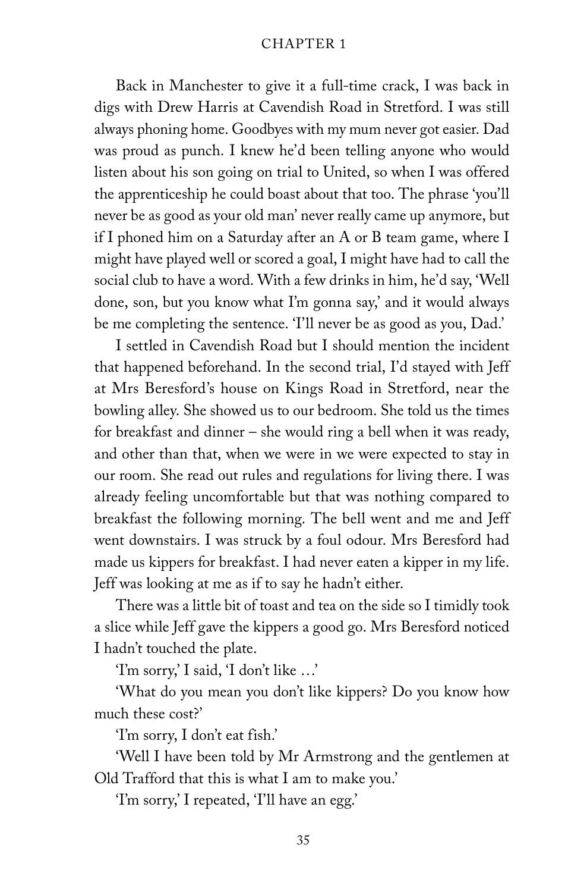Back in Manchester to give it a full-time crack, I was back in digs with Drew Harris at Cavendish Road in Stretford. I was still always phoning home. Goodbyes with my mum never got easier. Dad was proud as punch. I knew he'd been telling anyone who would listen about his son going on trial to United, so when I was offered the apprenticeship he could boast about that too. The phrase 'you'll never be as good as your old man' never really came up anymore, but if I phoned him on a Saturday after an A or B team game, where I might have played well or scored a goal, I might have had to call the social club to have a word. With a few drinks in him, he'd say, 'Well done, son, but you know what I'm gonna say,' and it would always be me completing the sentence. 'I'll never be as good as you, Dad.'

I settled in Cavendish Road but I should mention the incident that happened beforehand. In the second trial, I'd stayed with Jeff at Mrs Beresford's house on Kings Road in Stretford, near the bowling alley. She showed us to our bedroom. She told us the times for breakfast and dinner – she would ring a bell when it was ready, and other than that, when we were in we were expected to stay in our room. She read out rules and regulations for living there. I was already feeling uncomfortable but that was nothing compared to breakfast the following morning. The bell went and me and Jeff went downstairs. I was struck by a foul odour. Mrs Beresford had made us kippers for breakfast. I had never eaten a kipper in my life. Jeff was looking at me as if to say he hadn't either.

There was a little bit of toast and tea on the side so I timidly took a slice while Jeff gave the kippers a good go. Mrs Beresford noticed I hadn't touched the plate.

'I'm sorry,' I said, 'I don't like …'

'What do you mean you don't like kippers? Do you know how much these cost?'

'I'm sorry, I don't eat fish.'

'Well I have been told by Mr Armstrong and the gentlemen at Old Trafford that this is what I am to make you.'

'I'm sorry,' I repeated, 'I'll have an egg.'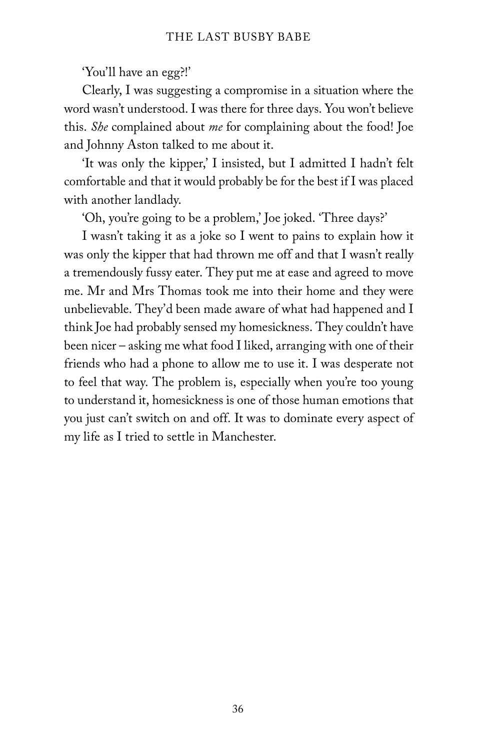'You'll have an egg?!'

Clearly, I was suggesting a compromise in a situation where the word wasn't understood. I was there for three days. You won't believe this. *She* complained about *me* for complaining about the food! Joe and Johnny Aston talked to me about it.

'It was only the kipper,' I insisted, but I admitted I hadn't felt comfortable and that it would probably be for the best if I was placed with another landlady.

'Oh, you're going to be a problem,' Joe joked. 'Three days?'

I wasn't taking it as a joke so I went to pains to explain how it was only the kipper that had thrown me off and that I wasn't really a tremendously fussy eater. They put me at ease and agreed to move me. Mr and Mrs Thomas took me into their home and they were unbelievable. They'd been made aware of what had happened and I think Joe had probably sensed my homesickness. They couldn't have been nicer – asking me what food I liked, arranging with one of their friends who had a phone to allow me to use it. I was desperate not to feel that way. The problem is, especially when you're too young to understand it, homesickness is one of those human emotions that you just can't switch on and off. It was to dominate every aspect of my life as I tried to settle in Manchester.